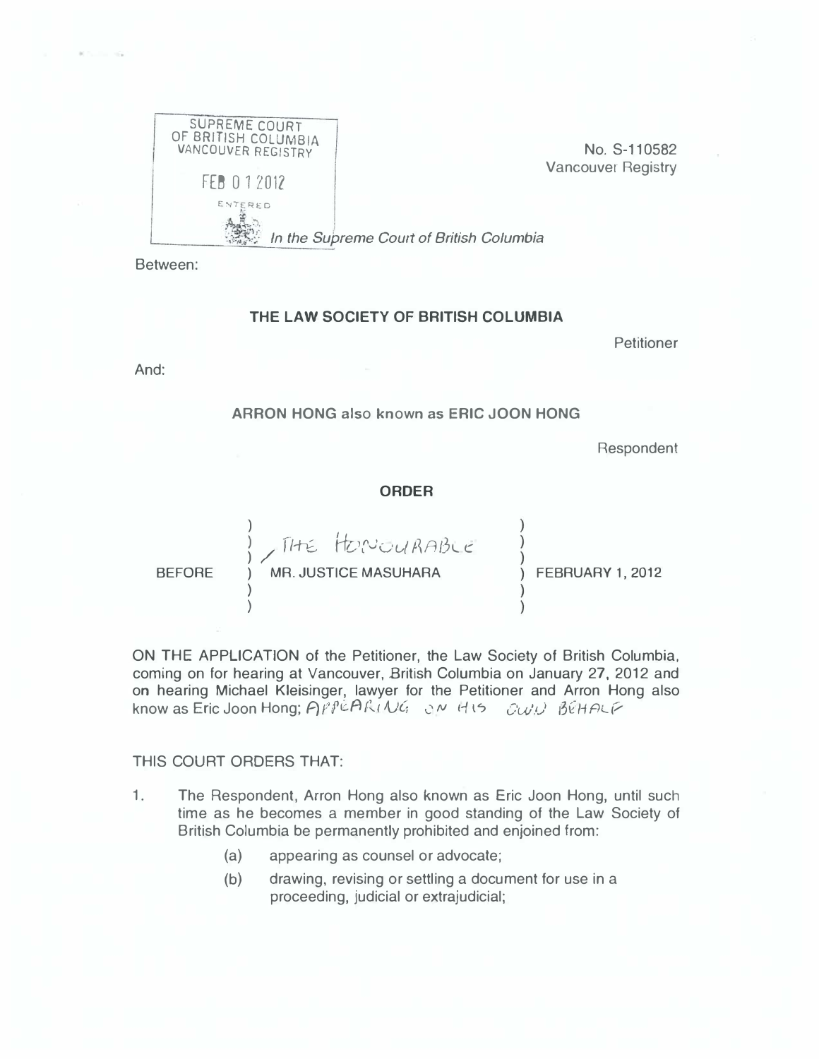SUPREME COURT
OF BRITISH COLUMBIA
VANCOUVER REGISTRY

FEB 01 2012

ENTERED

No. S-110582
Vancouver Registry

*In the Supreme Court of British Columbia*

Between:

**THE LAW SOCIETY OF BRITISH COLUMBIA**

Petitioner

And:

**ARRON HONG also known as ERIC JOON HONG**

Respondent

**ORDER**

| BEFORE | THE HONOURABLE MR. JUSTICE MASUHARA | FEBRUARY 1, 2012 |
|---|---|---|

ON THE APPLICATION of the Petitioner, the Law Society of British Columbia, coming on for hearing at Vancouver, British Columbia on January 27, 2012 and on hearing Michael Kleisinger, lawyer for the Petitioner and Arron Hong also know as Eric Joon Hong; APPEARING ON HIS OWN BEHALF

THIS COURT ORDERS THAT:

1. The Respondent, Arron Hong also known as Eric Joon Hong, until such time as he becomes a member in good standing of the Law Society of British Columbia be permanently prohibited and enjoined from:
   - (a) appearing as counsel or advocate;
   - (b) drawing, revising or settling a document for use in a proceeding, judicial or extrajudicial;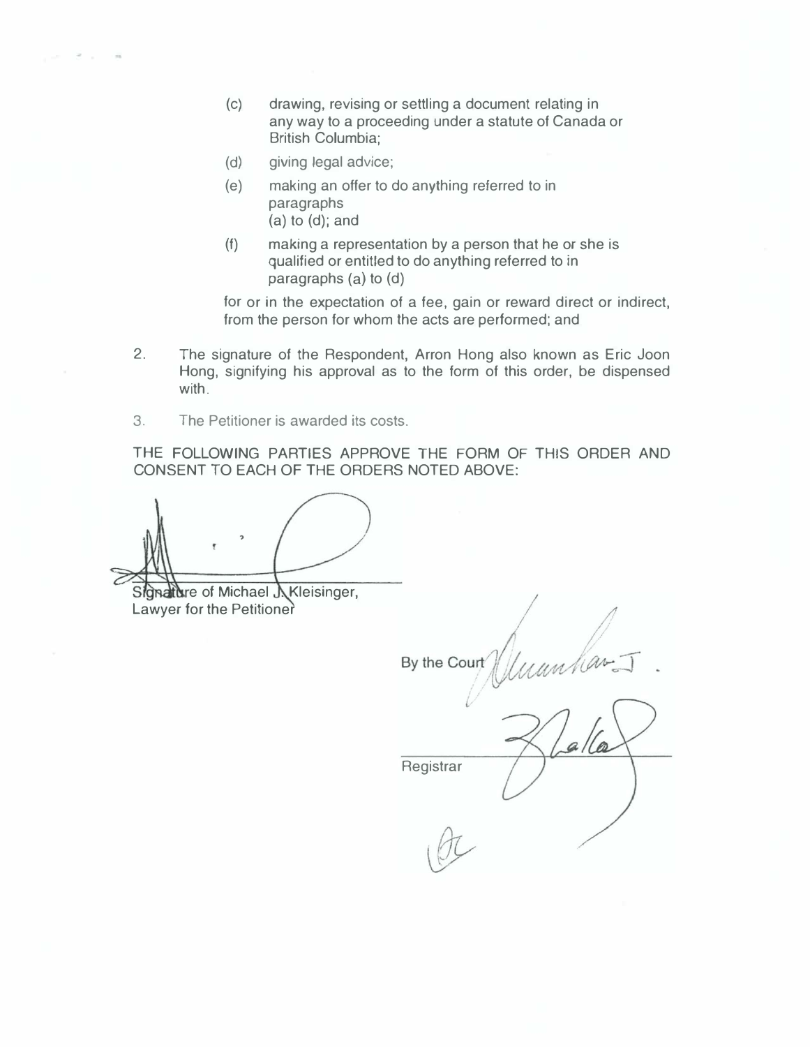(c) drawing, revising or settling a document relating in any way to a proceeding under a statute of Canada or British Columbia;

(d) giving legal advice;

(e) making an offer to do anything referred to in paragraphs (a) to (d); and

(f) making a representation by a person that he or she is qualified or entitled to do anything referred to in paragraphs (a) to (d)

for or in the expectation of a fee, gain or reward direct or indirect, from the person for whom the acts are performed; and

2. The signature of the Respondent, Arron Hong also known as Eric Joon Hong, signifying his approval as to the form of this order, be dispensed with.

3. The Petitioner is awarded its costs.

THE FOLLOWING PARTIES APPROVE THE FORM OF THIS ORDER AND CONSENT TO EACH OF THE ORDERS NOTED ABOVE:

Signature of Michael J. Kleisinger,
Lawyer for the Petitioner

By the Court

Registrar